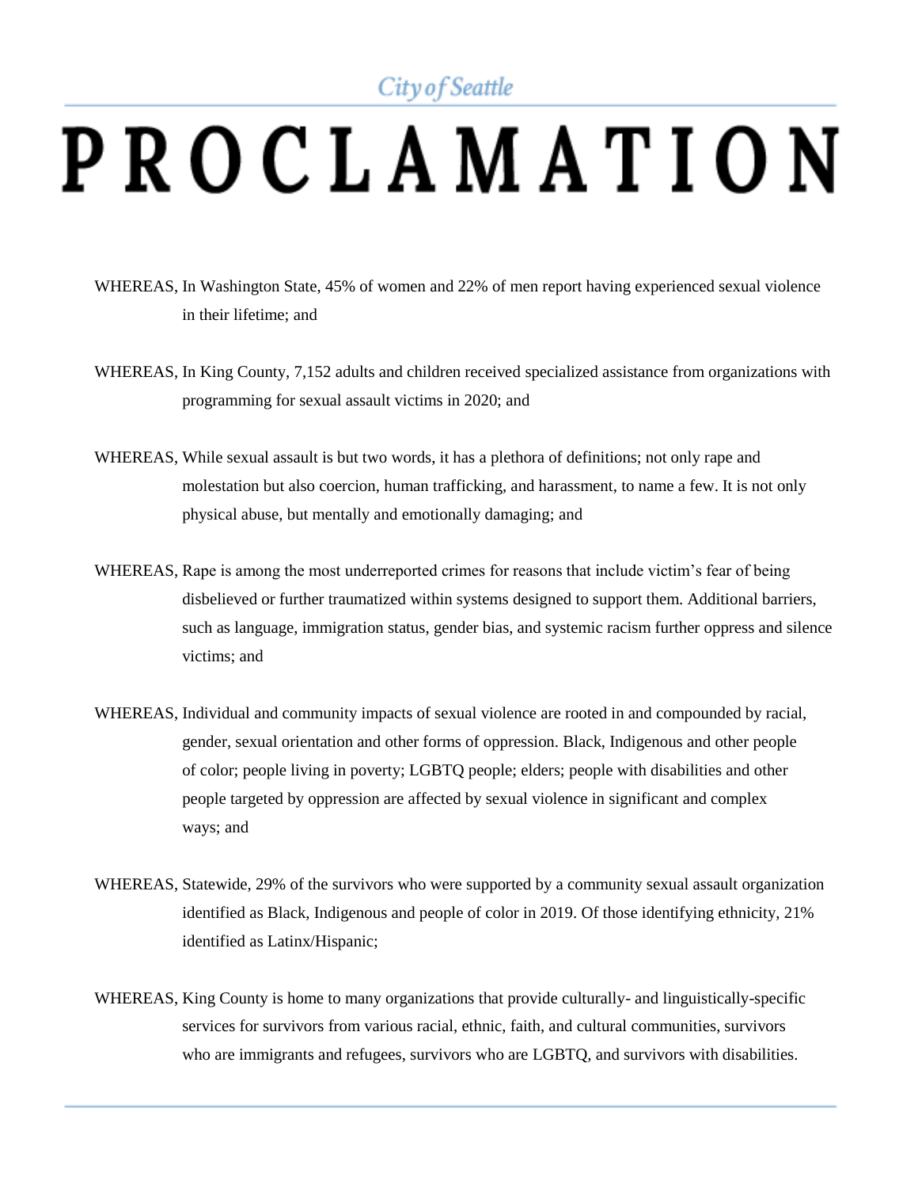City of Seattle

# PROCLAMATION

WHEREAS, In Washington State, 45% of women and 22% of men report having experienced sexual violence in their lifetime; and

WHEREAS, In King County, 7,152 adults and children received specialized assistance from organizations with programming for sexual assault victims in 2020; and

WHEREAS, While sexual assault is but two words, it has a plethora of definitions; not only rape and molestation but also coercion, human trafficking, and harassment, to name a few. It is not only physical abuse, but mentally and emotionally damaging; and

WHEREAS, Rape is among the most underreported crimes for reasons that include victim's fear of being disbelieved or further traumatized within systems designed to support them. Additional barriers, such as language, immigration status, gender bias, and systemic racism further oppress and silence victims; and

WHEREAS, Individual and community impacts of sexual violence are rooted in and compounded by racial, gender, sexual orientation and other forms of oppression. Black, Indigenous and other people of color; people living in poverty; LGBTQ people; elders; people with disabilities and other people targeted by oppression are affected by sexual violence in significant and complex ways; and

WHEREAS, Statewide, 29% of the survivors who were supported by a community sexual assault organization identified as Black, Indigenous and people of color in 2019. Of those identifying ethnicity, 21% identified as Latinx/Hispanic;

WHEREAS, King County is home to many organizations that provide culturally- and linguistically-specific services for survivors from various racial, ethnic, faith, and cultural communities, survivors who are immigrants and refugees, survivors who are LGBTQ, and survivors with disabilities.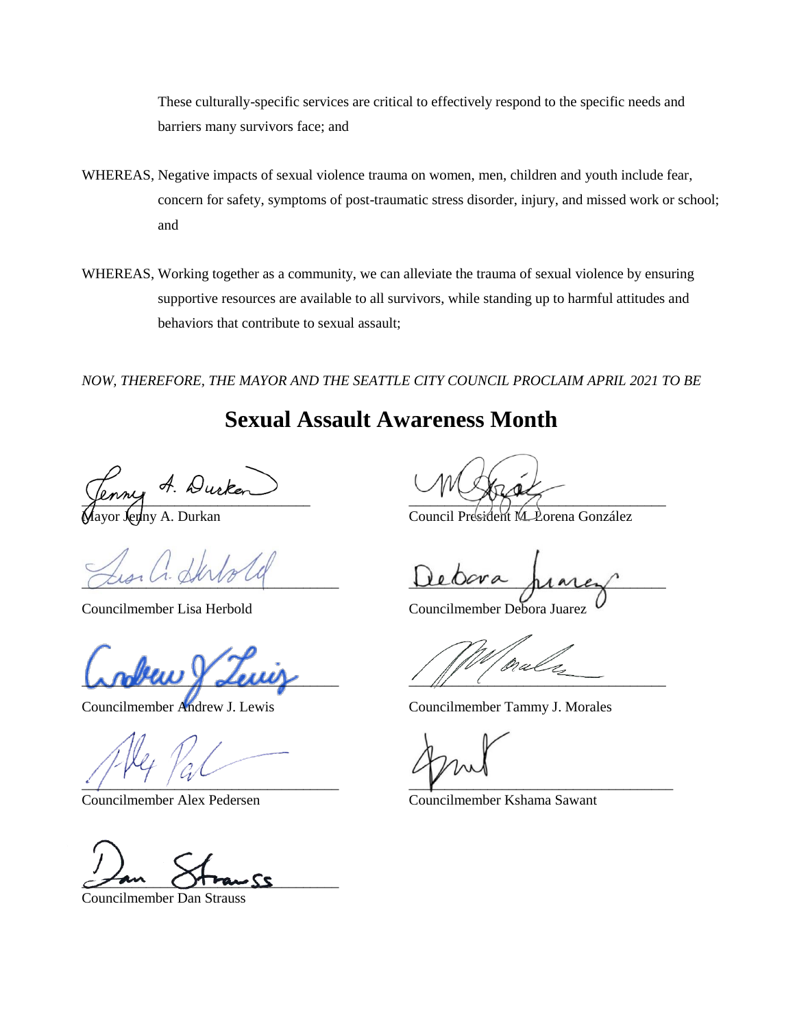These culturally-specific services are critical to effectively respond to the specific needs and barriers many survivors face; and

WHEREAS, Negative impacts of sexual violence trauma on women, men, children and youth include fear, concern for safety, symptoms of post-traumatic stress disorder, injury, and missed work or school; and

WHEREAS, Working together as a community, we can alleviate the trauma of sexual violence by ensuring supportive resources are available to all survivors, while standing up to harmful attitudes and behaviors that contribute to sexual assault;

*NOW, THEREFORE, THE MAYOR AND THE SEATTLE CITY COUNCIL PROCLAIM APRIL 2021 TO BE*

# Sexual Assault Awareness Month

Mayor Jenny A. Durkan

Council President M. Lorena González

Councilmember Lisa Herbold

Councilmember Debora Juarez

Councilmember Andrew J. Lewis

Councilmember Tammy J. Morales

Councilmember Alex Pedersen

Councilmember Kshama Sawant

Councilmember Dan Strauss